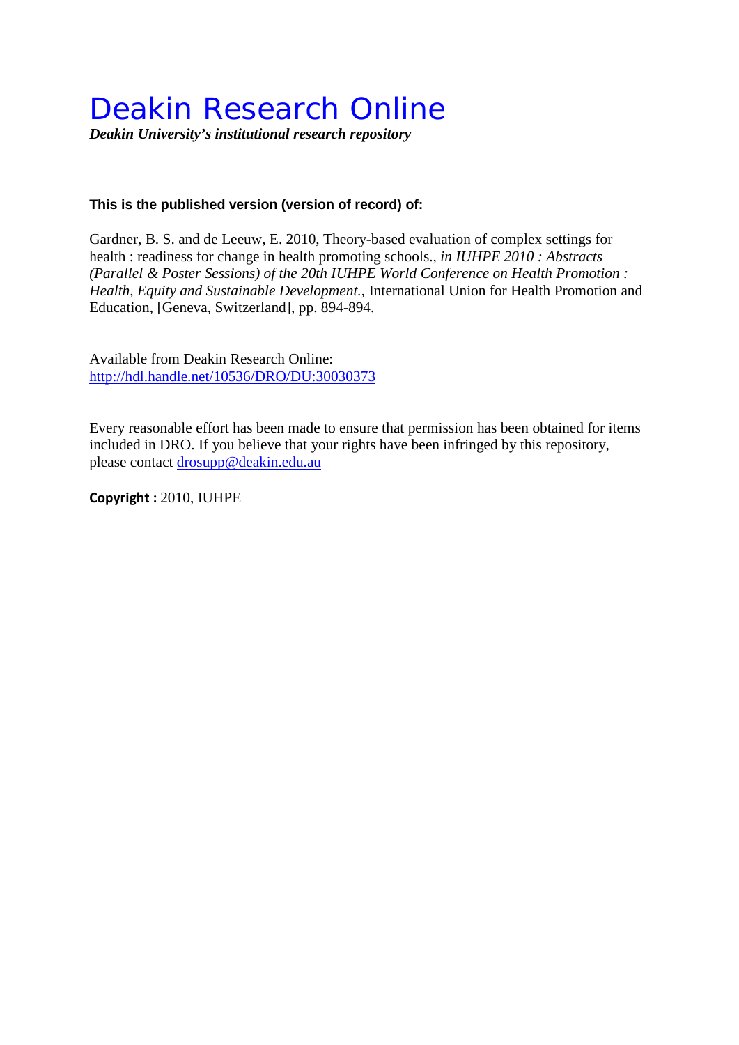# Deakin Research Online

***Deakin University's institutional research repository***

**This is the published version (version of record) of:**

Gardner, B. S. and de Leeuw, E. 2010, Theory-based evaluation of complex settings for health : readiness for change in health promoting schools., *in IUHPE 2010 : Abstracts (Parallel & Poster Sessions) of the 20th IUHPE World Conference on Health Promotion : Health, Equity and Sustainable Development.*, International Union for Health Promotion and Education, [Geneva, Switzerland], pp. 894-894.

Available from Deakin Research Online:
http://hdl.handle.net/10536/DRO/DU:30030373

Every reasonable effort has been made to ensure that permission has been obtained for items included in DRO. If you believe that your rights have been infringed by this repository, please contact drosupp@deakin.edu.au

**Copyright :** 2010, IUHPE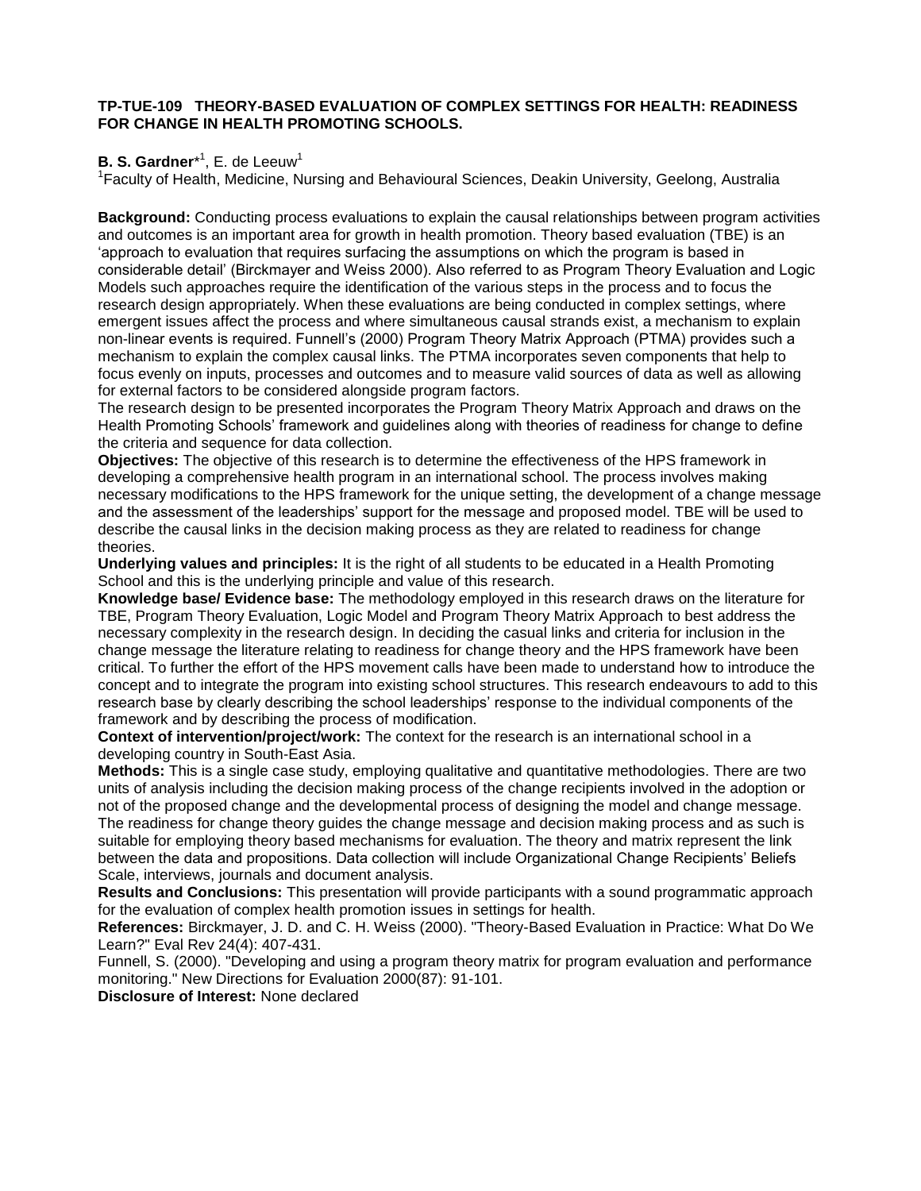# TP-TUE-109 THEORY-BASED EVALUATION OF COMPLEX SETTINGS FOR HEALTH: READINESS FOR CHANGE IN HEALTH PROMOTING SCHOOLS.

**B. S. Gardner***[1], E. de Leeuw[1]

[1]Faculty of Health, Medicine, Nursing and Behavioural Sciences, Deakin University, Geelong, Australia

**Background:** Conducting process evaluations to explain the causal relationships between program activities and outcomes is an important area for growth in health promotion. Theory based evaluation (TBE) is an 'approach to evaluation that requires surfacing the assumptions on which the program is based in considerable detail' (Birckmayer and Weiss 2000). Also referred to as Program Theory Evaluation and Logic Models such approaches require the identification of the various steps in the process and to focus the research design appropriately. When these evaluations are being conducted in complex settings, where emergent issues affect the process and where simultaneous causal strands exist, a mechanism to explain non-linear events is required. Funnell's (2000) Program Theory Matrix Approach (PTMA) provides such a mechanism to explain the complex causal links. The PTMA incorporates seven components that help to focus evenly on inputs, processes and outcomes and to measure valid sources of data as well as allowing for external factors to be considered alongside program factors.

The research design to be presented incorporates the Program Theory Matrix Approach and draws on the Health Promoting Schools' framework and guidelines along with theories of readiness for change to define the criteria and sequence for data collection.

**Objectives:** The objective of this research is to determine the effectiveness of the HPS framework in developing a comprehensive health program in an international school. The process involves making necessary modifications to the HPS framework for the unique setting, the development of a change message and the assessment of the leaderships' support for the message and proposed model. TBE will be used to describe the causal links in the decision making process as they are related to readiness for change theories.

**Underlying values and principles:** It is the right of all students to be educated in a Health Promoting School and this is the underlying principle and value of this research.

**Knowledge base/ Evidence base:** The methodology employed in this research draws on the literature for TBE, Program Theory Evaluation, Logic Model and Program Theory Matrix Approach to best address the necessary complexity in the research design. In deciding the casual links and criteria for inclusion in the change message the literature relating to readiness for change theory and the HPS framework have been critical. To further the effort of the HPS movement calls have been made to understand how to introduce the concept and to integrate the program into existing school structures. This research endeavours to add to this research base by clearly describing the school leaderships' response to the individual components of the framework and by describing the process of modification.

**Context of intervention/project/work:** The context for the research is an international school in a developing country in South-East Asia.

**Methods:** This is a single case study, employing qualitative and quantitative methodologies. There are two units of analysis including the decision making process of the change recipients involved in the adoption or not of the proposed change and the developmental process of designing the model and change message. The readiness for change theory guides the change message and decision making process and as such is suitable for employing theory based mechanisms for evaluation. The theory and matrix represent the link between the data and propositions. Data collection will include Organizational Change Recipients' Beliefs Scale, interviews, journals and document analysis.

**Results and Conclusions:** This presentation will provide participants with a sound programmatic approach for the evaluation of complex health promotion issues in settings for health.

**References:** Birckmayer, J. D. and C. H. Weiss (2000). "Theory-Based Evaluation in Practice: What Do We Learn?" Eval Rev 24(4): 407-431.

Funnell, S. (2000). "Developing and using a program theory matrix for program evaluation and performance monitoring." New Directions for Evaluation 2000(87): 91-101.

**Disclosure of Interest:** None declared